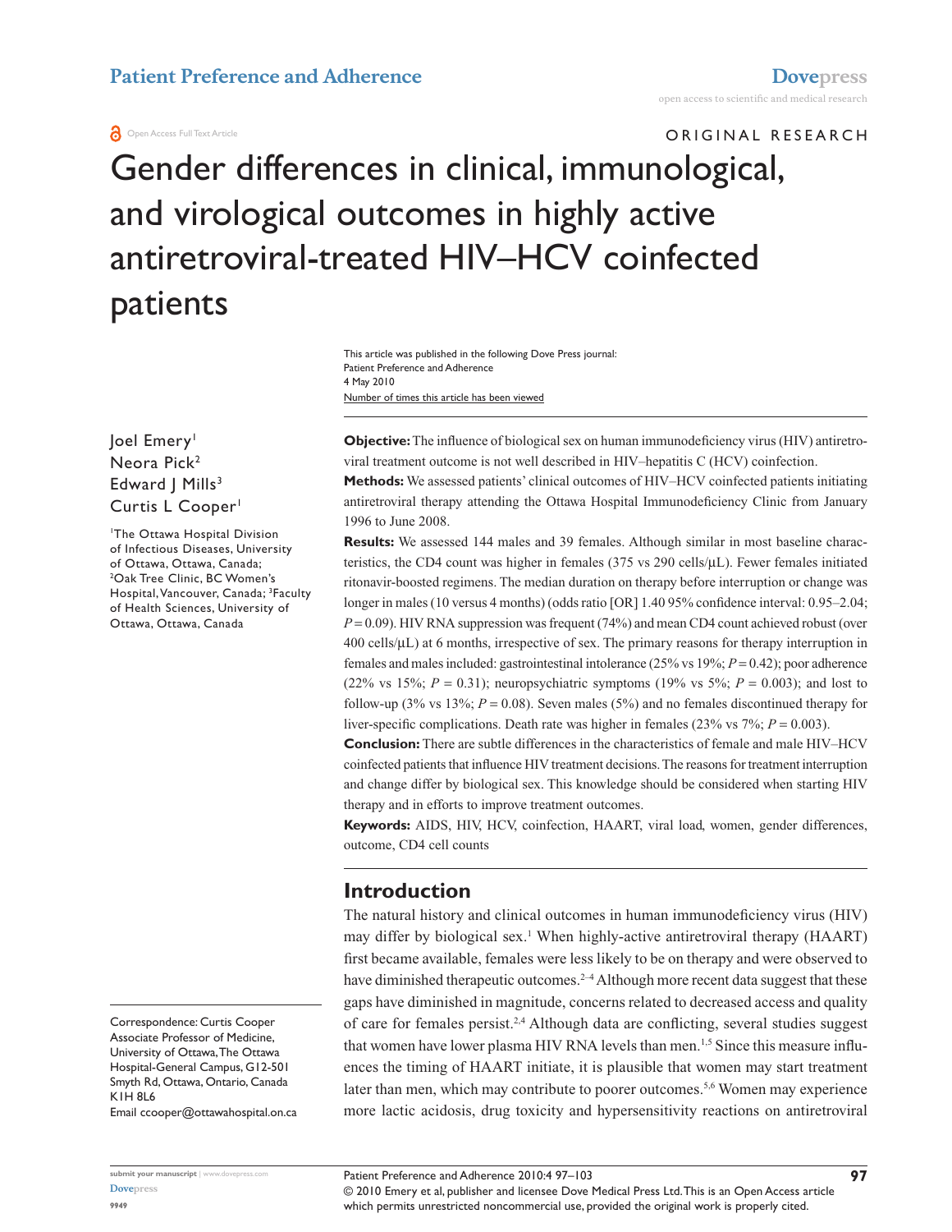ORIGINAL RESEARCH

# Gender differences in clinical, immunological, and virological outcomes in highly active antiretroviral-treated HIV–HCV coinfected patients

This article was published in the following Dove Press journal:
Patient Preference and Adherence
4 May 2010
Number of times this article has been viewed

Joel Emery[1]
Neora Pick[2]
Edward J Mills[3]
Curtis L Cooper[1]

[1]The Ottawa Hospital Division of Infectious Diseases, University of Ottawa, Ottawa, Canada; [2]Oak Tree Clinic, BC Women's Hospital, Vancouver, Canada; [3]Faculty of Health Sciences, University of Ottawa, Ottawa, Canada

Correspondence: Curtis Cooper
Associate Professor of Medicine, University of Ottawa, The Ottawa Hospital-General Campus, G12-501 Smyth Rd, Ottawa, Ontario, Canada K1H 8L6
Email ccooper@ottawahospital.on.ca

**Objective:** The influence of biological sex on human immunodeficiency virus (HIV) antiretroviral treatment outcome is not well described in HIV–hepatitis C (HCV) coinfection.

**Methods:** We assessed patients' clinical outcomes of HIV–HCV coinfected patients initiating antiretroviral therapy attending the Ottawa Hospital Immunodeficiency Clinic from January 1996 to June 2008.

**Results:** We assessed 144 males and 39 females. Although similar in most baseline characteristics, the CD4 count was higher in females (375 vs 290 cells/μL). Fewer females initiated ritonavir-boosted regimens. The median duration on therapy before interruption or change was longer in males (10 versus 4 months) (odds ratio [OR] 1.40 95% confidence interval: 0.95–2.04; $P = 0.09$). HIV RNA suppression was frequent (74%) and mean CD4 count achieved robust (over 400 cells/μL) at 6 months, irrespective of sex. The primary reasons for therapy interruption in females and males included: gastrointestinal intolerance (25% vs 19%; $P = 0.42$); poor adherence (22% vs 15%; $P = 0.31$); neuropsychiatric symptoms (19% vs 5%; $P = 0.003$); and lost to follow-up (3% vs 13%; $P = 0.08$). Seven males (5%) and no females discontinued therapy for liver-specific complications. Death rate was higher in females (23% vs 7%; $P = 0.003$).

**Conclusion:** There are subtle differences in the characteristics of female and male HIV–HCV coinfected patients that influence HIV treatment decisions. The reasons for treatment interruption and change differ by biological sex. This knowledge should be considered when starting HIV therapy and in efforts to improve treatment outcomes.

**Keywords:** AIDS, HIV, HCV, coinfection, HAART, viral load, women, gender differences, outcome, CD4 cell counts

## Introduction

The natural history and clinical outcomes in human immunodeficiency virus (HIV) may differ by biological sex.[1] When highly-active antiretroviral therapy (HAART) first became available, females were less likely to be on therapy and were observed to have diminished therapeutic outcomes.[2–4] Although more recent data suggest that these gaps have diminished in magnitude, concerns related to decreased access and quality of care for females persist.[2,4] Although data are conflicting, several studies suggest that women have lower plasma HIV RNA levels than men.[1,5] Since this measure influences the timing of HAART initiate, it is plausible that women may start treatment later than men, which may contribute to poorer outcomes.[5,6] Women may experience more lactic acidosis, drug toxicity and hypersensitivity reactions on antiretroviral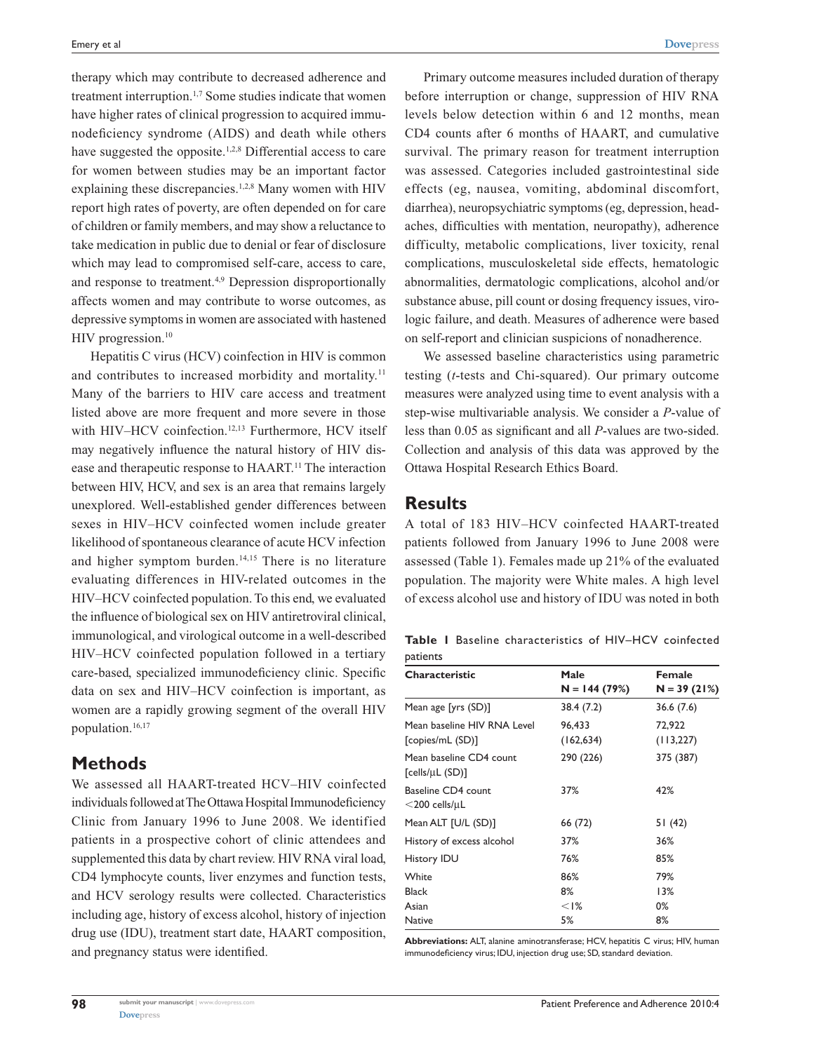therapy which may contribute to decreased adherence and treatment interruption.[1,7] Some studies indicate that women have higher rates of clinical progression to acquired immunodeficiency syndrome (AIDS) and death while others have suggested the opposite.[1,2,8] Differential access to care for women between studies may be an important factor explaining these discrepancies.[1,2,8] Many women with HIV report high rates of poverty, are often depended on for care of children or family members, and may show a reluctance to take medication in public due to denial or fear of disclosure which may lead to compromised self-care, access to care, and response to treatment.[4,9] Depression disproportionally affects women and may contribute to worse outcomes, as depressive symptoms in women are associated with hastened HIV progression.[10]

Hepatitis C virus (HCV) coinfection in HIV is common and contributes to increased morbidity and mortality.[11] Many of the barriers to HIV care access and treatment listed above are more frequent and more severe in those with HIV–HCV coinfection.[12,13] Furthermore, HCV itself may negatively influence the natural history of HIV disease and therapeutic response to HAART.[11] The interaction between HIV, HCV, and sex is an area that remains largely unexplored. Well-established gender differences between sexes in HIV–HCV coinfected women include greater likelihood of spontaneous clearance of acute HCV infection and higher symptom burden.[14,15] There is no literature evaluating differences in HIV-related outcomes in the HIV–HCV coinfected population. To this end, we evaluated the influence of biological sex on HIV antiretroviral clinical, immunological, and virological outcome in a well-described HIV–HCV coinfected population followed in a tertiary care-based, specialized immunodeficiency clinic. Specific data on sex and HIV–HCV coinfection is important, as women are a rapidly growing segment of the overall HIV population.[16,17]

## Methods

We assessed all HAART-treated HCV–HIV coinfected individuals followed at The Ottawa Hospital Immunodeficiency Clinic from January 1996 to June 2008. We identified patients in a prospective cohort of clinic attendees and supplemented this data by chart review. HIV RNA viral load, CD4 lymphocyte counts, liver enzymes and function tests, and HCV serology results were collected. Characteristics including age, history of excess alcohol, history of injection drug use (IDU), treatment start date, HAART composition, and pregnancy status were identified.

Primary outcome measures included duration of therapy before interruption or change, suppression of HIV RNA levels below detection within 6 and 12 months, mean CD4 counts after 6 months of HAART, and cumulative survival. The primary reason for treatment interruption was assessed. Categories included gastrointestinal side effects (eg, nausea, vomiting, abdominal discomfort, diarrhea), neuropsychiatric symptoms (eg, depression, headaches, difficulties with mentation, neuropathy), adherence difficulty, metabolic complications, liver toxicity, renal complications, musculoskeletal side effects, hematologic abnormalities, dermatologic complications, alcohol and/or substance abuse, pill count or dosing frequency issues, virologic failure, and death. Measures of adherence were based on self-report and clinician suspicions of nonadherence.

We assessed baseline characteristics using parametric testing (*t*-tests and Chi-squared). Our primary outcome measures were analyzed using time to event analysis with a step-wise multivariable analysis. We consider a *P*-value of less than 0.05 as significant and all *P*-values are two-sided. Collection and analysis of this data was approved by the Ottawa Hospital Research Ethics Board.

## Results

A total of 183 HIV–HCV coinfected HAART-treated patients followed from January 1996 to June 2008 were assessed (Table 1). Females made up 21% of the evaluated population. The majority were White males. A high level of excess alcohol use and history of IDU was noted in both

**Table 1** Baseline characteristics of HIV–HCV coinfected patients

| Characteristic | Male N = 144 (79%) | Female N = 39 (21%) |
|---|---|---|
| Mean age [yrs (SD)] | 38.4 (7.2) | 36.6 (7.6) |
| Mean baseline HIV RNA Level [copies/mL (SD)] | 96,433 (162,634) | 72,922 (113,227) |
| Mean baseline CD4 count [cells/μL (SD)] | 290 (226) | 375 (387) |
| Baseline CD4 count <200 cells/μL | 37% | 42% |
| Mean ALT [U/L (SD)] | 66 (72) | 51 (42) |
| History of excess alcohol | 37% | 36% |
| History IDU | 76% | 85% |
| White | 86% | 79% |
| Black | 8% | 13% |
| Asian | <1% | 0% |
| Native | 5% | 8% |

**Abbreviations:** ALT, alanine aminotransferase; HCV, hepatitis C virus; HIV, human immunodeficiency virus; IDU, injection drug use; SD, standard deviation.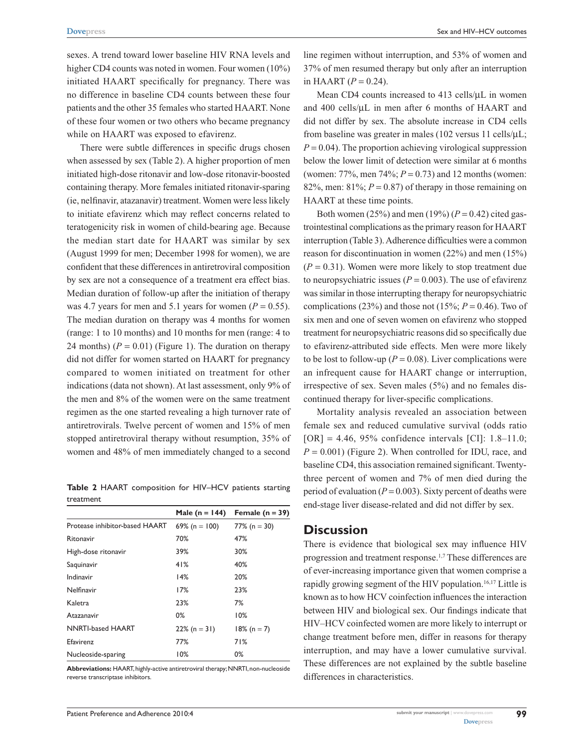sexes. A trend toward lower baseline HIV RNA levels and higher CD4 counts was noted in women. Four women (10%) initiated HAART specifically for pregnancy. There was no difference in baseline CD4 counts between these four patients and the other 35 females who started HAART. None of these four women or two others who became pregnancy while on HAART was exposed to efavirenz.

There were subtle differences in specific drugs chosen when assessed by sex (Table 2). A higher proportion of men initiated high-dose ritonavir and low-dose ritonavir-boosted containing therapy. More females initiated ritonavir-sparing (ie, nelfinavir, atazanavir) treatment. Women were less likely to initiate efavirenz which may reflect concerns related to teratogenicity risk in women of child-bearing age. Because the median start date for HAART was similar by sex (August 1999 for men; December 1998 for women), we are confident that these differences in antiretroviral composition by sex are not a consequence of a treatment era effect bias. Median duration of follow-up after the initiation of therapy was 4.7 years for men and 5.1 years for women ($P = 0.55$). The median duration on therapy was 4 months for women (range: 1 to 10 months) and 10 months for men (range: 4 to 24 months) ($P = 0.01$) (Figure 1). The duration on therapy did not differ for women started on HAART for pregnancy compared to women initiated on treatment for other indications (data not shown). At last assessment, only 9% of the men and 8% of the women were on the same treatment regimen as the one started revealing a high turnover rate of antiretrovirals. Twelve percent of women and 15% of men stopped antiretroviral therapy without resumption, 35% of women and 48% of men immediately changed to a second line regimen without interruption, and 53% of women and 37% of men resumed therapy but only after an interruption in HAART ($P = 0.24$).

**Table 2** HAART composition for HIV–HCV patients starting treatment

| | Male (n = 144) | Female (n = 39) |
|---|---|---|
| Protease inhibitor-based HAART | 69% (n = 100) | 77% (n = 30) |
| Ritonavir | 70% | 47% |
| High-dose ritonavir | 39% | 30% |
| Saquinavir | 41% | 40% |
| Indinavir | 14% | 20% |
| Nelfinavir | 17% | 23% |
| Kaletra | 23% | 7% |
| Atazanavir | 0% | 10% |
| NNRTI-based HAART | 22% (n = 31) | 18% (n = 7) |
| Efavirenz | 77% | 71% |
| Nucleoside-sparing | 10% | 0% |

**Abbreviations:** HAART, highly-active antiretroviral therapy; NNRTI, non-nucleoside reverse transcriptase inhibitors.

Mean CD4 counts increased to 413 cells/μL in women and 400 cells/μL in men after 6 months of HAART and did not differ by sex. The absolute increase in CD4 cells from baseline was greater in males (102 versus 11 cells/μL; $P = 0.04$). The proportion achieving virological suppression below the lower limit of detection were similar at 6 months (women: 77%, men 74%; $P = 0.73$) and 12 months (women: 82%, men: 81%; $P = 0.87$) of therapy in those remaining on HAART at these time points.

Both women (25%) and men (19%) ($P = 0.42$) cited gastrointestinal complications as the primary reason for HAART interruption (Table 3). Adherence difficulties were a common reason for discontinuation in women (22%) and men (15%) ($P = 0.31$). Women were more likely to stop treatment due to neuropsychiatric issues ($P = 0.003$). The use of efavirenz was similar in those interrupting therapy for neuropsychiatric complications (23%) and those not (15%; $P = 0.46$). Two of six men and one of seven women on efavirenz who stopped treatment for neuropsychiatric reasons did so specifically due to efavirenz-attributed side effects. Men were more likely to be lost to follow-up ($P = 0.08$). Liver complications were an infrequent cause for HAART change or interruption, irrespective of sex. Seven males (5%) and no females discontinued therapy for liver-specific complications.

Mortality analysis revealed an association between female sex and reduced cumulative survival (odds ratio [OR] = 4.46, 95% confidence intervals [CI]: 1.8–11.0; $P = 0.001$) (Figure 2). When controlled for IDU, race, and baseline CD4, this association remained significant. Twenty-three percent of women and 7% of men died during the period of evaluation ($P = 0.003$). Sixty percent of deaths were end-stage liver disease-related and did not differ by sex.

## Discussion

There is evidence that biological sex may influence HIV progression and treatment response.[1,7] These differences are of ever-increasing importance given that women comprise a rapidly growing segment of the HIV population.[16,17] Little is known as to how HCV coinfection influences the interaction between HIV and biological sex. Our findings indicate that HIV–HCV coinfected women are more likely to interrupt or change treatment before men, differ in reasons for therapy interruption, and may have a lower cumulative survival. These differences are not explained by the subtle baseline differences in characteristics.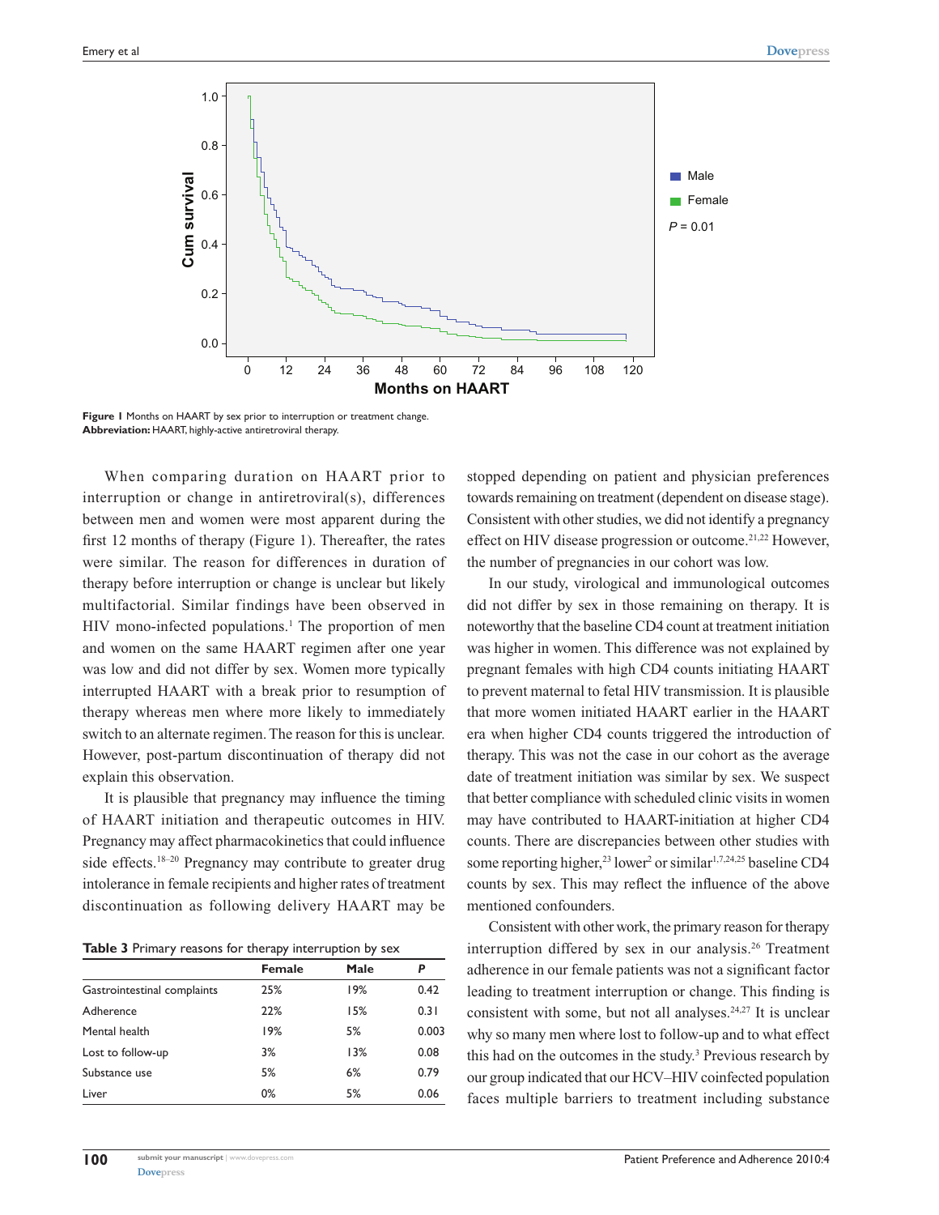Figure 1 Months on HAART by sex prior to interruption or treatment change.
**Abbreviation:** HAART, highly-active antiretroviral therapy.

When comparing duration on HAART prior to interruption or change in antiretroviral(s), differences between men and women were most apparent during the first 12 months of therapy (Figure 1). Thereafter, the rates were similar. The reason for differences in duration of therapy before interruption or change is unclear but likely multifactorial. Similar findings have been observed in HIV mono-infected populations.[1] The proportion of men and women on the same HAART regimen after one year was low and did not differ by sex. Women more typically interrupted HAART with a break prior to resumption of therapy whereas men where more likely to immediately switch to an alternate regimen. The reason for this is unclear. However, post-partum discontinuation of therapy did not explain this observation.

It is plausible that pregnancy may influence the timing of HAART initiation and therapeutic outcomes in HIV. Pregnancy may affect pharmacokinetics that could influence side effects.[18–20] Pregnancy may contribute to greater drug intolerance in female recipients and higher rates of treatment discontinuation as following delivery HAART may be stopped depending on patient and physician preferences towards remaining on treatment (dependent on disease stage). Consistent with other studies, we did not identify a pregnancy effect on HIV disease progression or outcome.[21,22] However, the number of pregnancies in our cohort was low.

In our study, virological and immunological outcomes did not differ by sex in those remaining on therapy. It is noteworthy that the baseline CD4 count at treatment initiation was higher in women. This difference was not explained by pregnant females with high CD4 counts initiating HAART to prevent maternal to fetal HIV transmission. It is plausible that more women initiated HAART earlier in the HAART era when higher CD4 counts triggered the introduction of therapy. This was not the case in our cohort as the average date of treatment initiation was similar by sex. We suspect that better compliance with scheduled clinic visits in women may have contributed to HAART-initiation at higher CD4 counts. There are discrepancies between other studies with some reporting higher,[23] lower[2] or similar[1,7,24,25] baseline CD4 counts by sex. This may reflect the influence of the above mentioned confounders.

Consistent with other work, the primary reason for therapy interruption differed by sex in our analysis.[26] Treatment adherence in our female patients was not a significant factor leading to treatment interruption or change. This finding is consistent with some, but not all analyses.[24,27] It is unclear why so many men where lost to follow-up and to what effect this had on the outcomes in the study.[3] Previous research by our group indicated that our HCV–HIV coinfected population faces multiple barriers to treatment including substance

**Table 3** Primary reasons for therapy interruption by sex

| | Female | Male | P |
|---|---|---|---|
| Gastrointestinal complaints | 25% | 19% | 0.42 |
| Adherence | 22% | 15% | 0.31 |
| Mental health | 19% | 5% | 0.003 |
| Lost to follow-up | 3% | 13% | 0.08 |
| Substance use | 5% | 6% | 0.79 |
| Liver | 0% | 5% | 0.06 |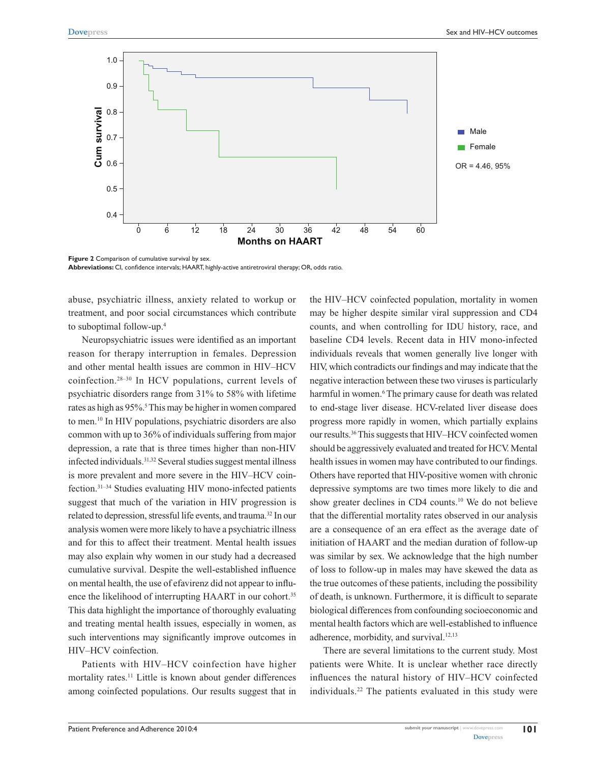Figure 2 Comparison of cumulative survival by sex.

**Abbreviations:** CI, confidence intervals; HAART, highly-active antiretroviral therapy; OR, odds ratio.

abuse, psychiatric illness, anxiety related to workup or treatment, and poor social circumstances which contribute to suboptimal follow-up.[4]

Neuropsychiatric issues were identified as an important reason for therapy interruption in females. Depression and other mental health issues are common in HIV–HCV coinfection.[28–30] In HCV populations, current levels of psychiatric disorders range from 31% to 58% with lifetime rates as high as 95%.[5] This may be higher in women compared to men.[10] In HIV populations, psychiatric disorders are also common with up to 36% of individuals suffering from major depression, a rate that is three times higher than non-HIV infected individuals.[31,32] Several studies suggest mental illness is more prevalent and more severe in the HIV–HCV coinfection.[31–34] Studies evaluating HIV mono-infected patients suggest that much of the variation in HIV progression is related to depression, stressful life events, and trauma.[32] In our analysis women were more likely to have a psychiatric illness and for this to affect their treatment. Mental health issues may also explain why women in our study had a decreased cumulative survival. Despite the well-established influence on mental health, the use of efavirenz did not appear to influence the likelihood of interrupting HAART in our cohort.[35] This data highlight the importance of thoroughly evaluating and treating mental health issues, especially in women, as such interventions may significantly improve outcomes in HIV–HCV coinfection.

Patients with HIV–HCV coinfection have higher mortality rates.[11] Little is known about gender differences among coinfected populations. Our results suggest that in the HIV–HCV coinfected population, mortality in women may be higher despite similar viral suppression and CD4 counts, and when controlling for IDU history, race, and baseline CD4 levels. Recent data in HIV mono-infected individuals reveals that women generally live longer with HIV, which contradicts our findings and may indicate that the negative interaction between these two viruses is particularly harmful in women.[6] The primary cause for death was related to end-stage liver disease. HCV-related liver disease does progress more rapidly in women, which partially explains our results.[36] This suggests that HIV–HCV coinfected women should be aggressively evaluated and treated for HCV. Mental health issues in women may have contributed to our findings. Others have reported that HIV-positive women with chronic depressive symptoms are two times more likely to die and show greater declines in CD4 counts.[10] We do not believe that the differential mortality rates observed in our analysis are a consequence of an era effect as the average date of initiation of HAART and the median duration of follow-up was similar by sex. We acknowledge that the high number of loss to follow-up in males may have skewed the data as the true outcomes of these patients, including the possibility of death, is unknown. Furthermore, it is difficult to separate biological differences from confounding socioeconomic and mental health factors which are well-established to influence adherence, morbidity, and survival.[12,13]

There are several limitations to the current study. Most patients were White. It is unclear whether race directly influences the natural history of HIV–HCV coinfected individuals.[22] The patients evaluated in this study were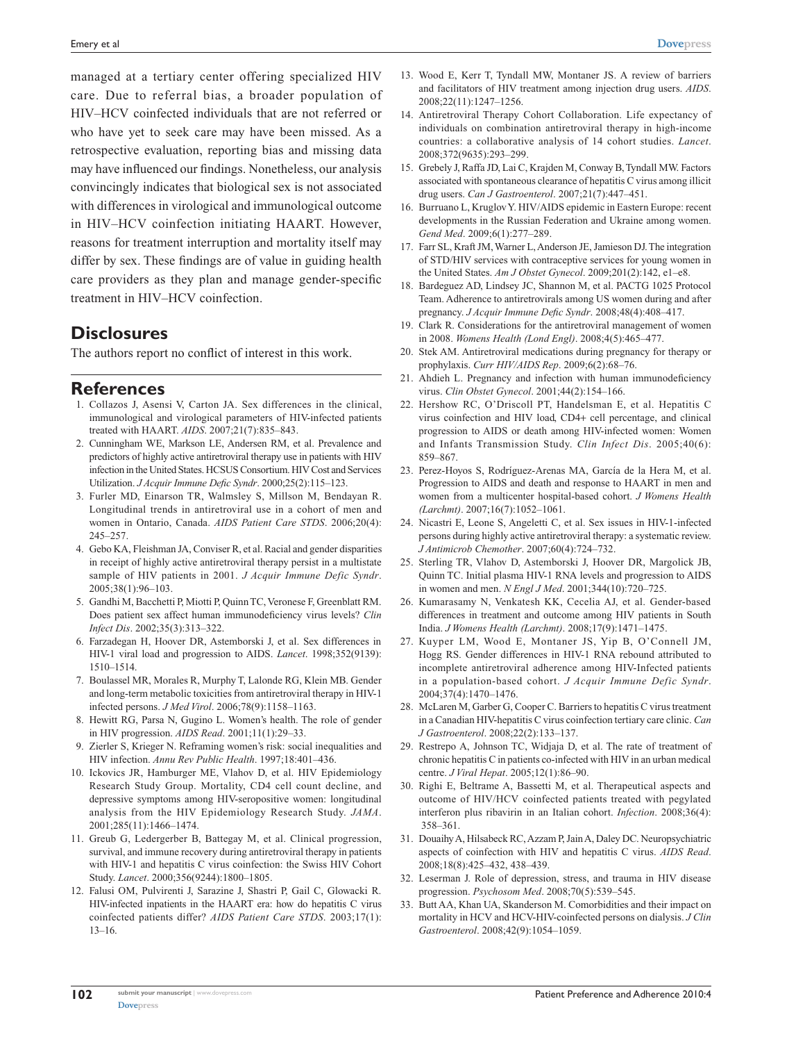managed at a tertiary center offering specialized HIV care. Due to referral bias, a broader population of HIV–HCV coinfected individuals that are not referred or who have yet to seek care may have been missed. As a retrospective evaluation, reporting bias and missing data may have influenced our findings. Nonetheless, our analysis convincingly indicates that biological sex is not associated with differences in virological and immunological outcome in HIV–HCV coinfection initiating HAART. However, reasons for treatment interruption and mortality itself may differ by sex. These findings are of value in guiding health care providers as they plan and manage gender-specific treatment in HIV–HCV coinfection.

## Disclosures

The authors report no conflict of interest in this work.

## References

1. Collazos J, Asensi V, Carton JA. Sex differences in the clinical, immunological and virological parameters of HIV-infected patients treated with HAART. *AIDS*. 2007;21(7):835–843.
2. Cunningham WE, Markson LE, Andersen RM, et al. Prevalence and predictors of highly active antiretroviral therapy use in patients with HIV infection in the United States. HCSUS Consortium. HIV Cost and Services Utilization. *J Acquir Immune Defic Syndr*. 2000;25(2):115–123.
3. Furler MD, Einarson TR, Walmsley S, Millson M, Bendayan R. Longitudinal trends in antiretroviral use in a cohort of men and women in Ontario, Canada. *AIDS Patient Care STDS*. 2006;20(4): 245–257.
4. Gebo KA, Fleishman JA, Conviser R, et al. Racial and gender disparities in receipt of highly active antiretroviral therapy persist in a multistate sample of HIV patients in 2001. *J Acquir Immune Defic Syndr*. 2005;38(1):96–103.
5. Gandhi M, Bacchetti P, Miotti P, Quinn TC, Veronese F, Greenblatt RM. Does patient sex affect human immunodeficiency virus levels? *Clin Infect Dis*. 2002;35(3):313–322.
6. Farzadegan H, Hoover DR, Astemborski J, et al. Sex differences in HIV-1 viral load and progression to AIDS. *Lancet*. 1998;352(9139): 1510–1514.
7. Boulassel MR, Morales R, Murphy T, Lalonde RG, Klein MB. Gender and long-term metabolic toxicities from antiretroviral therapy in HIV-1 infected persons. *J Med Virol*. 2006;78(9):1158–1163.
8. Hewitt RG, Parsa N, Gugino L. Women's health. The role of gender in HIV progression. *AIDS Read*. 2001;11(1):29–33.
9. Zierler S, Krieger N. Reframing women's risk: social inequalities and HIV infection. *Annu Rev Public Health*. 1997;18:401–436.
10. Ickovics JR, Hamburger ME, Vlahov D, et al. HIV Epidemiology Research Study Group. Mortality, CD4 cell count decline, and depressive symptoms among HIV-seropositive women: longitudinal analysis from the HIV Epidemiology Research Study. *JAMA*. 2001;285(11):1466–1474.
11. Greub G, Ledergerber B, Battegay M, et al. Clinical progression, survival, and immune recovery during antiretroviral therapy in patients with HIV-1 and hepatitis C virus coinfection: the Swiss HIV Cohort Study. *Lancet*. 2000;356(9244):1800–1805.
12. Falusi OM, Pulvirenti J, Sarazine J, Shastri P, Gail C, Glowacki R. HIV-infected inpatients in the HAART era: how do hepatitis C virus coinfected patients differ? *AIDS Patient Care STDS*. 2003;17(1): 13–16.
13. Wood E, Kerr T, Tyndall MW, Montaner JS. A review of barriers and facilitators of HIV treatment among injection drug users. *AIDS*. 2008;22(11):1247–1256.
14. Antiretroviral Therapy Cohort Collaboration. Life expectancy of individuals on combination antiretroviral therapy in high-income countries: a collaborative analysis of 14 cohort studies. *Lancet*. 2008;372(9635):293–299.
15. Grebely J, Raffa JD, Lai C, Krajden M, Conway B, Tyndall MW. Factors associated with spontaneous clearance of hepatitis C virus among illicit drug users. *Can J Gastroenterol*. 2007;21(7):447–451.
16. Burruano L, Kruglov Y. HIV/AIDS epidemic in Eastern Europe: recent developments in the Russian Federation and Ukraine among women. *Gend Med*. 2009;6(1):277–289.
17. Farr SL, Kraft JM, Warner L, Anderson JE, Jamieson DJ. The integration of STD/HIV services with contraceptive services for young women in the United States. *Am J Obstet Gynecol*. 2009;201(2):142, e1–e8.
18. Bardeguez AD, Lindsey JC, Shannon M, et al. PACTG 1025 Protocol Team. Adherence to antiretrovirals among US women during and after pregnancy. *J Acquir Immune Defic Syndr*. 2008;48(4):408–417.
19. Clark R. Considerations for the antiretroviral management of women in 2008. *Womens Health (Lond Engl)*. 2008;4(5):465–477.
20. Stek AM. Antiretroviral medications during pregnancy for therapy or prophylaxis. *Curr HIV/AIDS Rep*. 2009;6(2):68–76.
21. Ahdieh L. Pregnancy and infection with human immunodeficiency virus. *Clin Obstet Gynecol*. 2001;44(2):154–166.
22. Hershow RC, O'Driscoll PT, Handelsman E, et al. Hepatitis C virus coinfection and HIV load, CD4+ cell percentage, and clinical progression to AIDS or death among HIV-infected women: Women and Infants Transmission Study. *Clin Infect Dis*. 2005;40(6): 859–867.
23. Perez-Hoyos S, Rodríguez-Arenas MA, García de la Hera M, et al. Progression to AIDS and death and response to HAART in men and women from a multicenter hospital-based cohort. *J Womens Health (Larchmt)*. 2007;16(7):1052–1061.
24. Nicastri E, Leone S, Angeletti C, et al. Sex issues in HIV-1-infected persons during highly active antiretroviral therapy: a systematic review. *J Antimicrob Chemother*. 2007;60(4):724–732.
25. Sterling TR, Vlahov D, Astemborski J, Hoover DR, Margolick JB, Quinn TC. Initial plasma HIV-1 RNA levels and progression to AIDS in women and men. *N Engl J Med*. 2001;344(10):720–725.
26. Kumarasamy N, Venkatesh KK, Cecelia AJ, et al. Gender-based differences in treatment and outcome among HIV patients in South India. *J Womens Health (Larchmt)*. 2008;17(9):1471–1475.
27. Kuyper LM, Wood E, Montaner JS, Yip B, O'Connell JM, Hogg RS. Gender differences in HIV-1 RNA rebound attributed to incomplete antiretroviral adherence among HIV-Infected patients in a population-based cohort. *J Acquir Immune Defic Syndr*. 2004;37(4):1470–1476.
28. McLaren M, Garber G, Cooper C. Barriers to hepatitis C virus treatment in a Canadian HIV-hepatitis C virus coinfection tertiary care clinic. *Can J Gastroenterol*. 2008;22(2):133–137.
29. Restrepo A, Johnson TC, Widjaja D, et al. The rate of treatment of chronic hepatitis C in patients co-infected with HIV in an urban medical centre. *J Viral Hepat*. 2005;12(1):86–90.
30. Righi E, Beltrame A, Bassetti M, et al. Therapeutical aspects and outcome of HIV/HCV coinfected patients treated with pegylated interferon plus ribavirin in an Italian cohort. *Infection*. 2008;36(4): 358–361.
31. Douaihy A, Hilsabeck RC, Azzam P, Jain A, Daley DC. Neuropsychiatric aspects of coinfection with HIV and hepatitis C virus. *AIDS Read*. 2008;18(8):425–432, 438–439.
32. Leserman J. Role of depression, stress, and trauma in HIV disease progression. *Psychosom Med*. 2008;70(5):539–545.
33. Butt AA, Khan UA, Skanderson M. Comorbidities and their impact on mortality in HCV and HCV-HIV-coinfected persons on dialysis. *J Clin Gastroenterol*. 2008;42(9):1054–1059.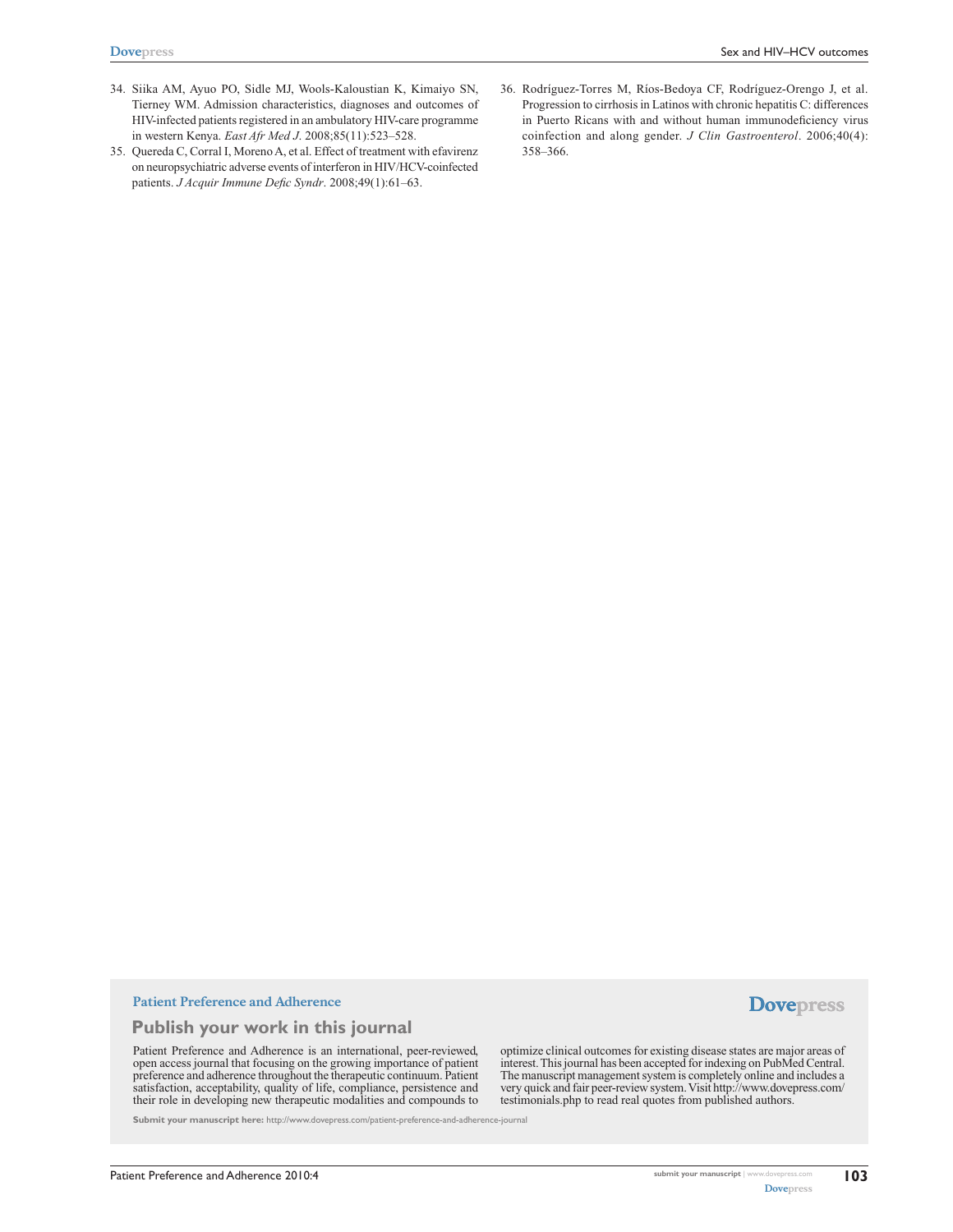34. Siika AM, Ayuo PO, Sidle MJ, Wools-Kaloustian K, Kimaiyo SN, Tierney WM. Admission characteristics, diagnoses and outcomes of HIV-infected patients registered in an ambulatory HIV-care programme in western Kenya. *East Afr Med J*. 2008;85(11):523–528.
35. Quereda C, Corral I, Moreno A, et al. Effect of treatment with efavirenz on neuropsychiatric adverse events of interferon in HIV/HCV-coinfected patients. *J Acquir Immune Defic Syndr*. 2008;49(1):61–63.
36. Rodríguez-Torres M, Ríos-Bedoya CF, Rodríguez-Orengo J, et al. Progression to cirrhosis in Latinos with chronic hepatitis C: differences in Puerto Ricans with and without human immunodeficiency virus coinfection and along gender. *J Clin Gastroenterol*. 2006;40(4): 358–366.

**Patient Preference and Adherence**

## Publish your work in this journal

Patient Preference and Adherence is an international, peer-reviewed, open access journal that focusing on the growing importance of patient preference and adherence throughout the therapeutic continuum. Patient satisfaction, acceptability, quality of life, compliance, persistence and their role in developing new therapeutic modalities and compounds to optimize clinical outcomes for existing disease states are major areas of interest. This journal has been accepted for indexing on PubMed Central. The manuscript management system is completely online and includes a very quick and fair peer-review system. Visit http://www.dovepress.com/testimonials.php to read real quotes from published authors.

**Submit your manuscript here:** http://www.dovepress.com/patient-preference-and-adherence-journal